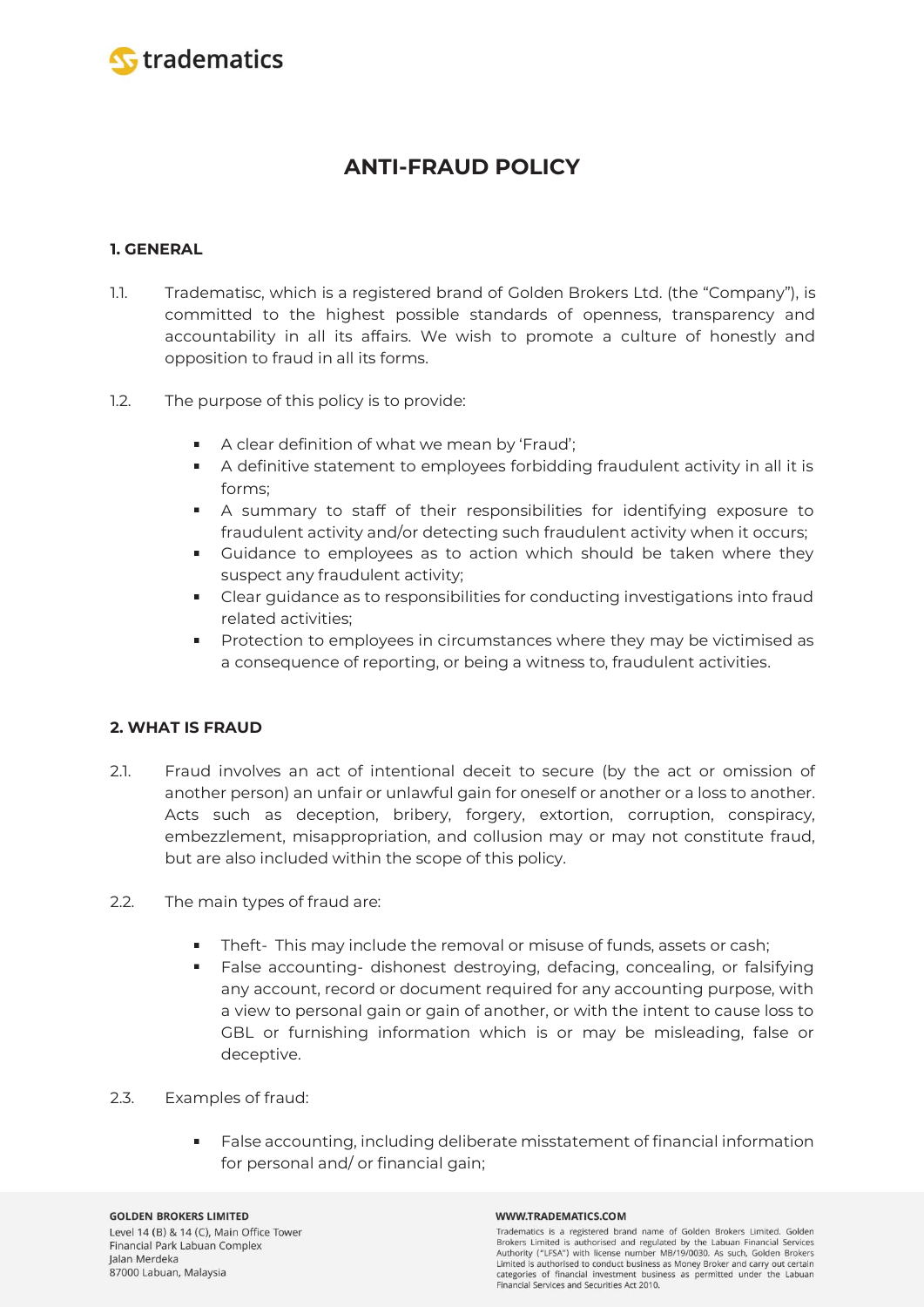# ANTI-FRAUD POLICY

## 1. GENERAL

1.1. Tradematisc, which is a registered brand of Golden Brokers Ltd. (the "Company"), is committed to the highest possible standards of openness, transparency and accountability in all its affairs. We wish to promote a culture of honestly and opposition to fraud in all its forms.

1.2. The purpose of this policy is to provide:

- A clear definition of what we mean by 'Fraud';
- A definitive statement to employees forbidding fraudulent activity in all it is forms;
- A summary to staff of their responsibilities for identifying exposure to fraudulent activity and/or detecting such fraudulent activity when it occurs;
- Guidance to employees as to action which should be taken where they suspect any fraudulent activity;
- Clear guidance as to responsibilities for conducting investigations into fraud related activities;
- Protection to employees in circumstances where they may be victimised as a consequence of reporting, or being a witness to, fraudulent activities.

## 2. WHAT IS FRAUD

2.1. Fraud involves an act of intentional deceit to secure (by the act or omission of another person) an unfair or unlawful gain for oneself or another or a loss to another. Acts such as deception, bribery, forgery, extortion, corruption, conspiracy, embezzlement, misappropriation, and collusion may or may not constitute fraud, but are also included within the scope of this policy.

2.2. The main types of fraud are:

- Theft- This may include the removal or misuse of funds, assets or cash;
- False accounting- dishonest destroying, defacing, concealing, or falsifying any account, record or document required for any accounting purpose, with a view to personal gain or gain of another, or with the intent to cause loss to GBL or furnishing information which is or may be misleading, false or deceptive.

2.3. Examples of fraud:

- False accounting, including deliberate misstatement of financial information for personal and/ or financial gain;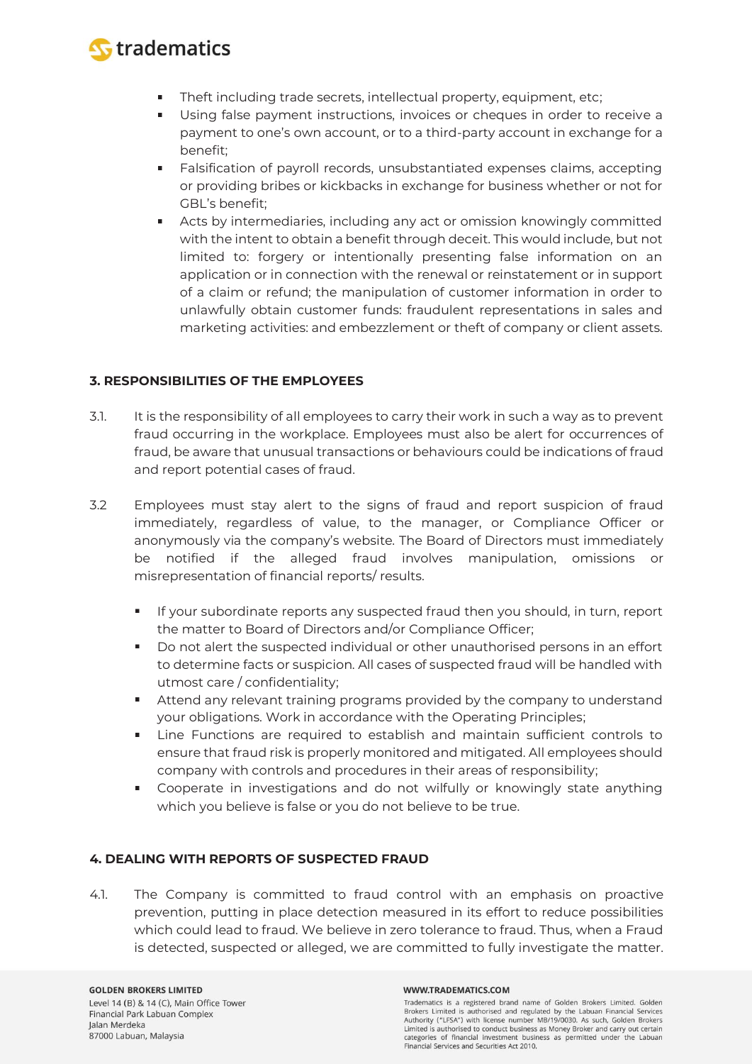- Theft including trade secrets, intellectual property, equipment, etc;
- Using false payment instructions, invoices or cheques in order to receive a payment to one's own account, or to a third-party account in exchange for a benefit;
- Falsification of payroll records, unsubstantiated expenses claims, accepting or providing bribes or kickbacks in exchange for business whether or not for GBL's benefit;
- Acts by intermediaries, including any act or omission knowingly committed with the intent to obtain a benefit through deceit. This would include, but not limited to: forgery or intentionally presenting false information on an application or in connection with the renewal or reinstatement or in support of a claim or refund; the manipulation of customer information in order to unlawfully obtain customer funds: fraudulent representations in sales and marketing activities: and embezzlement or theft of company or client assets.

## 3. RESPONSIBILITIES OF THE EMPLOYEES

3.1. It is the responsibility of all employees to carry their work in such a way as to prevent fraud occurring in the workplace. Employees must also be alert for occurrences of fraud, be aware that unusual transactions or behaviours could be indications of fraud and report potential cases of fraud.

3.2 Employees must stay alert to the signs of fraud and report suspicion of fraud immediately, regardless of value, to the manager, or Compliance Officer or anonymously via the company's website. The Board of Directors must immediately be notified if the alleged fraud involves manipulation, omissions or misrepresentation of financial reports/ results.

- If your subordinate reports any suspected fraud then you should, in turn, report the matter to Board of Directors and/or Compliance Officer;
- Do not alert the suspected individual or other unauthorised persons in an effort to determine facts or suspicion. All cases of suspected fraud will be handled with utmost care / confidentiality;
- Attend any relevant training programs provided by the company to understand your obligations. Work in accordance with the Operating Principles;
- Line Functions are required to establish and maintain sufficient controls to ensure that fraud risk is properly monitored and mitigated. All employees should company with controls and procedures in their areas of responsibility;
- Cooperate in investigations and do not wilfully or knowingly state anything which you believe is false or you do not believe to be true.

## 4. DEALING WITH REPORTS OF SUSPECTED FRAUD

4.1. The Company is committed to fraud control with an emphasis on proactive prevention, putting in place detection measured in its effort to reduce possibilities which could lead to fraud. We believe in zero tolerance to fraud. Thus, when a Fraud is detected, suspected or alleged, we are committed to fully investigate the matter.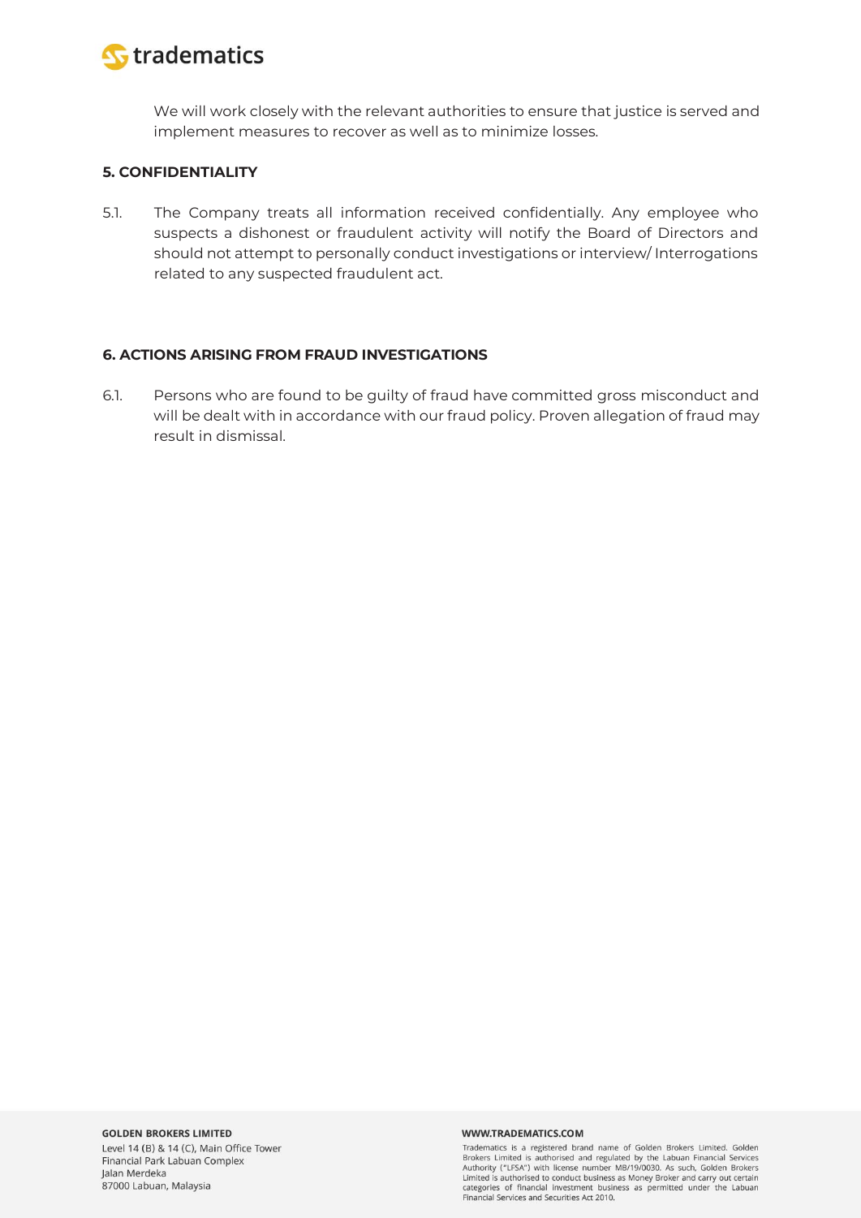We will work closely with the relevant authorities to ensure that justice is served and implement measures to recover as well as to minimize losses.

## 5. CONFIDENTIALITY

5.1. The Company treats all information received confidentially. Any employee who suspects a dishonest or fraudulent activity will notify the Board of Directors and should not attempt to personally conduct investigations or interview/ Interrogations related to any suspected fraudulent act.

## 6. ACTIONS ARISING FROM FRAUD INVESTIGATIONS

6.1. Persons who are found to be guilty of fraud have committed gross misconduct and will be dealt with in accordance with our fraud policy. Proven allegation of fraud may result in dismissal.